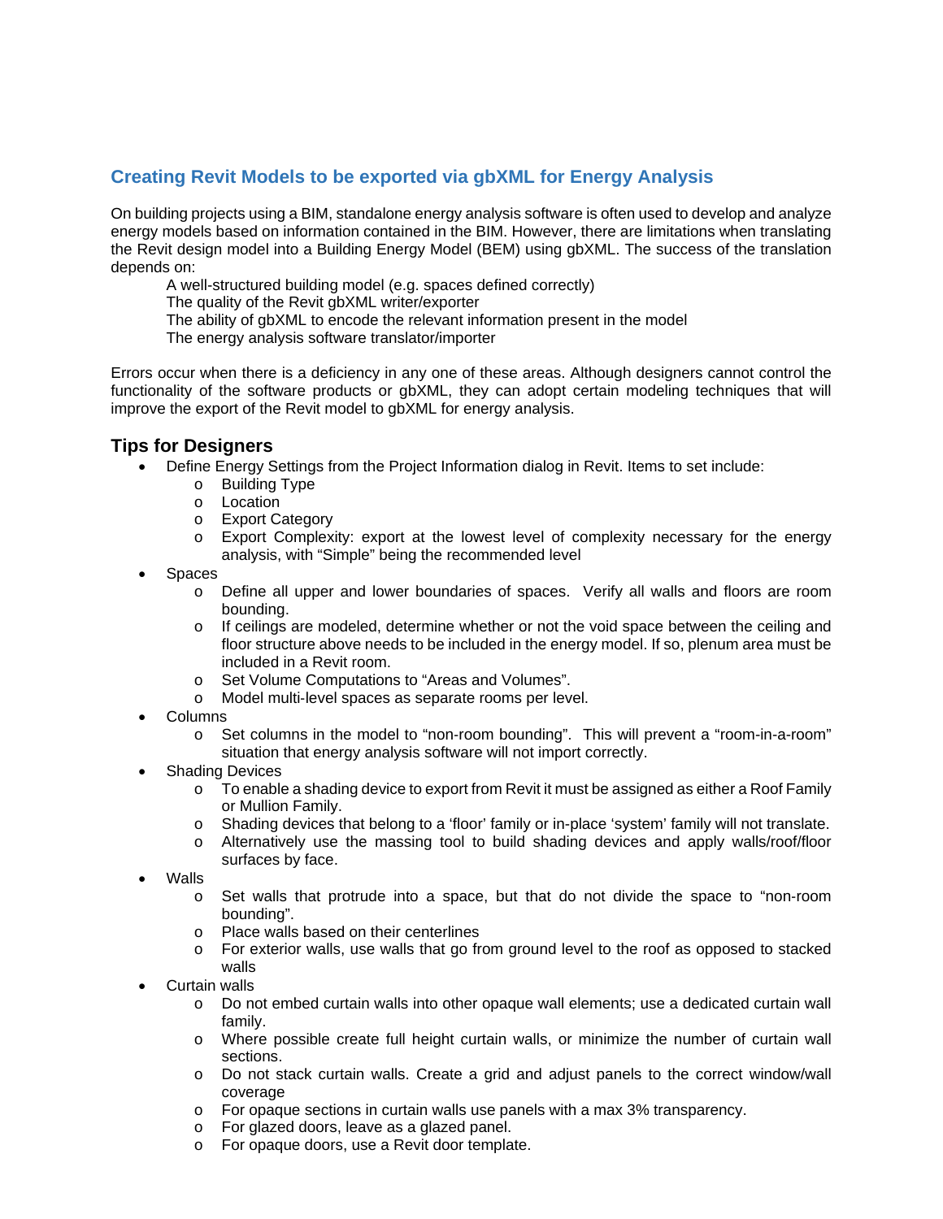## Creating Revit Models to be exported via gbXML for Energy Analysis

On building projects using a BIM, standalone energy analysis software is often used to develop and analyze energy models based on information contained in the BIM. However, there are limitations when translating the Revit design model into a Building Energy Model (BEM) using gbXML. The success of the translation depends on:

A well-structured building model (e.g. spaces defined correctly)  
The quality of the Revit gbXML writer/exporter  
The ability of gbXML to encode the relevant information present in the model  
The energy analysis software translator/importer

Errors occur when there is a deficiency in any one of these areas. Although designers cannot control the functionality of the software products or gbXML, they can adopt certain modeling techniques that will improve the export of the Revit model to gbXML for energy analysis.

### Tips for Designers

- Define Energy Settings from the Project Information dialog in Revit. Items to set include:
  - Building Type
  - Location
  - Export Category
  - Export Complexity: export at the lowest level of complexity necessary for the energy analysis, with "Simple" being the recommended level
- Spaces
  - Define all upper and lower boundaries of spaces. Verify all walls and floors are room bounding.
  - If ceilings are modeled, determine whether or not the void space between the ceiling and floor structure above needs to be included in the energy model. If so, plenum area must be included in a Revit room.
  - Set Volume Computations to "Areas and Volumes".
  - Model multi-level spaces as separate rooms per level.
- Columns
  - Set columns in the model to "non-room bounding". This will prevent a "room-in-a-room" situation that energy analysis software will not import correctly.
- Shading Devices
  - To enable a shading device to export from Revit it must be assigned as either a Roof Family or Mullion Family.
  - Shading devices that belong to a 'floor' family or in-place 'system' family will not translate.
  - Alternatively use the massing tool to build shading devices and apply walls/roof/floor surfaces by face.
- Walls
  - Set walls that protrude into a space, but that do not divide the space to "non-room bounding".
  - Place walls based on their centerlines
  - For exterior walls, use walls that go from ground level to the roof as opposed to stacked walls
- Curtain walls
  - Do not embed curtain walls into other opaque wall elements; use a dedicated curtain wall family.
  - Where possible create full height curtain walls, or minimize the number of curtain wall sections.
  - Do not stack curtain walls. Create a grid and adjust panels to the correct window/wall coverage
  - For opaque sections in curtain walls use panels with a max 3% transparency.
  - For glazed doors, leave as a glazed panel.
  - For opaque doors, use a Revit door template.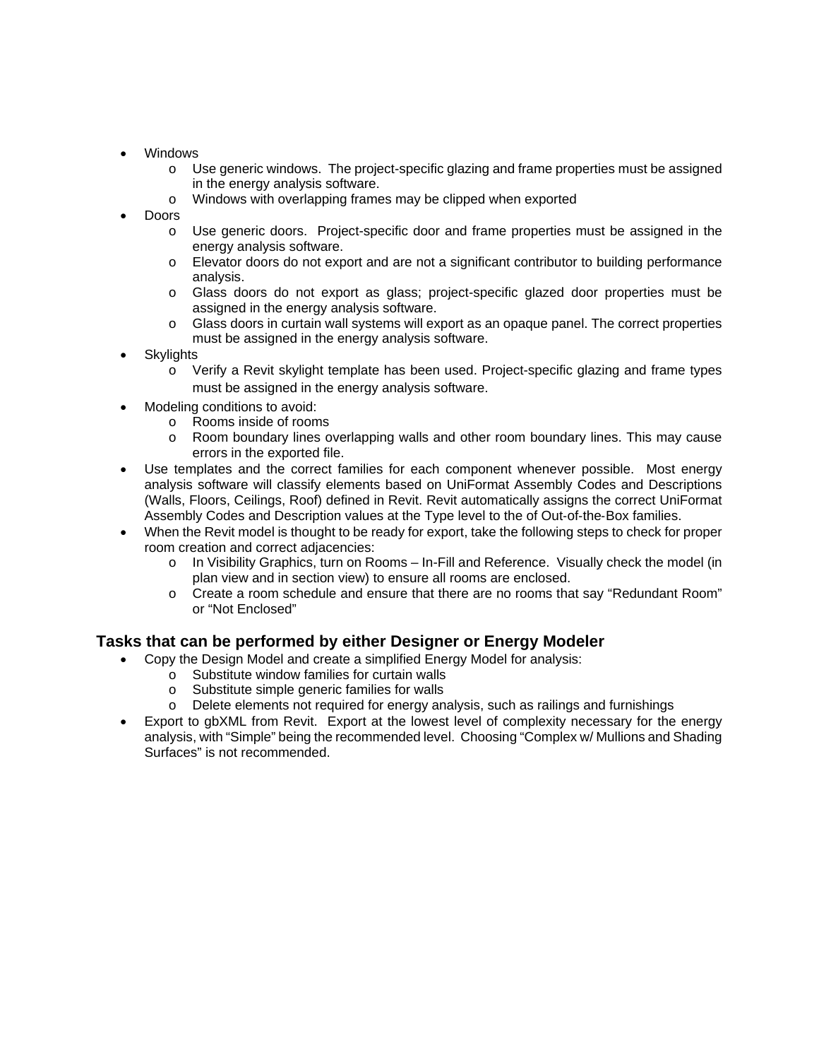- Windows
  - Use generic windows. The project-specific glazing and frame properties must be assigned in the energy analysis software.
  - Windows with overlapping frames may be clipped when exported
- Doors
  - Use generic doors. Project-specific door and frame properties must be assigned in the energy analysis software.
  - Elevator doors do not export and are not a significant contributor to building performance analysis.
  - Glass doors do not export as glass; project-specific glazed door properties must be assigned in the energy analysis software.
  - Glass doors in curtain wall systems will export as an opaque panel. The correct properties must be assigned in the energy analysis software.
- Skylights
  - Verify a Revit skylight template has been used. Project-specific glazing and frame types must be assigned in the energy analysis software.
- Modeling conditions to avoid:
  - Rooms inside of rooms
  - Room boundary lines overlapping walls and other room boundary lines. This may cause errors in the exported file.
- Use templates and the correct families for each component whenever possible. Most energy analysis software will classify elements based on UniFormat Assembly Codes and Descriptions (Walls, Floors, Ceilings, Roof) defined in Revit. Revit automatically assigns the correct UniFormat Assembly Codes and Description values at the Type level to the of Out-of-the-Box families.
- When the Revit model is thought to be ready for export, take the following steps to check for proper room creation and correct adjacencies:
  - In Visibility Graphics, turn on Rooms – In-Fill and Reference. Visually check the model (in plan view and in section view) to ensure all rooms are enclosed.
  - Create a room schedule and ensure that there are no rooms that say "Redundant Room" or "Not Enclosed"

## Tasks that can be performed by either Designer or Energy Modeler

- Copy the Design Model and create a simplified Energy Model for analysis:
  - Substitute window families for curtain walls
  - Substitute simple generic families for walls
  - Delete elements not required for energy analysis, such as railings and furnishings
- Export to gbXML from Revit. Export at the lowest level of complexity necessary for the energy analysis, with "Simple" being the recommended level. Choosing "Complex w/ Mullions and Shading Surfaces" is not recommended.